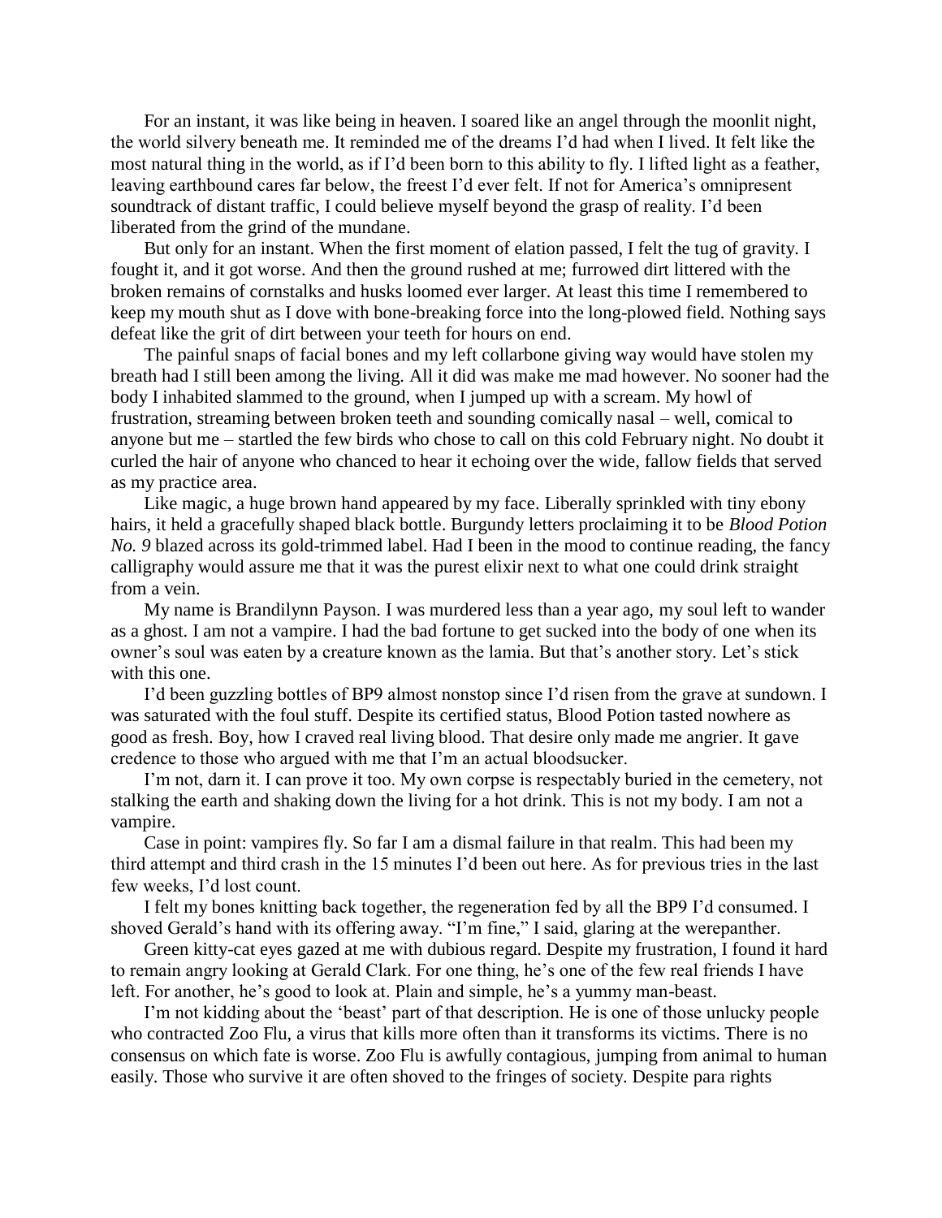For an instant, it was like being in heaven. I soared like an angel through the moonlit night, the world silvery beneath me. It reminded me of the dreams I'd had when I lived. It felt like the most natural thing in the world, as if I'd been born to this ability to fly. I lifted light as a feather, leaving earthbound cares far below, the freest I'd ever felt. If not for America's omnipresent soundtrack of distant traffic, I could believe myself beyond the grasp of reality. I'd been liberated from the grind of the mundane.

But only for an instant. When the first moment of elation passed, I felt the tug of gravity. I fought it, and it got worse. And then the ground rushed at me; furrowed dirt littered with the broken remains of cornstalks and husks loomed ever larger. At least this time I remembered to keep my mouth shut as I dove with bone-breaking force into the long-plowed field. Nothing says defeat like the grit of dirt between your teeth for hours on end.

The painful snaps of facial bones and my left collarbone giving way would have stolen my breath had I still been among the living. All it did was make me mad however. No sooner had the body I inhabited slammed to the ground, when I jumped up with a scream. My howl of frustration, streaming between broken teeth and sounding comically nasal – well, comical to anyone but me – startled the few birds who chose to call on this cold February night. No doubt it curled the hair of anyone who chanced to hear it echoing over the wide, fallow fields that served as my practice area.

Like magic, a huge brown hand appeared by my face. Liberally sprinkled with tiny ebony hairs, it held a gracefully shaped black bottle. Burgundy letters proclaiming it to be *Blood Potion No. 9* blazed across its gold-trimmed label. Had I been in the mood to continue reading, the fancy calligraphy would assure me that it was the purest elixir next to what one could drink straight from a vein.

My name is Brandilynn Payson. I was murdered less than a year ago, my soul left to wander as a ghost. I am not a vampire. I had the bad fortune to get sucked into the body of one when its owner's soul was eaten by a creature known as the lamia. But that's another story. Let's stick with this one.

I'd been guzzling bottles of BP9 almost nonstop since I'd risen from the grave at sundown. I was saturated with the foul stuff. Despite its certified status, Blood Potion tasted nowhere as good as fresh. Boy, how I craved real living blood. That desire only made me angrier. It gave credence to those who argued with me that I'm an actual bloodsucker.

I'm not, darn it. I can prove it too. My own corpse is respectably buried in the cemetery, not stalking the earth and shaking down the living for a hot drink. This is not my body. I am not a vampire.

Case in point: vampires fly. So far I am a dismal failure in that realm. This had been my third attempt and third crash in the 15 minutes I'd been out here. As for previous tries in the last few weeks, I'd lost count.

I felt my bones knitting back together, the regeneration fed by all the BP9 I'd consumed. I shoved Gerald's hand with its offering away. "I'm fine," I said, glaring at the werepanther.

Green kitty-cat eyes gazed at me with dubious regard. Despite my frustration, I found it hard to remain angry looking at Gerald Clark. For one thing, he's one of the few real friends I have left. For another, he's good to look at. Plain and simple, he's a yummy man-beast.

I'm not kidding about the 'beast' part of that description. He is one of those unlucky people who contracted Zoo Flu, a virus that kills more often than it transforms its victims. There is no consensus on which fate is worse. Zoo Flu is awfully contagious, jumping from animal to human easily. Those who survive it are often shoved to the fringes of society. Despite para rights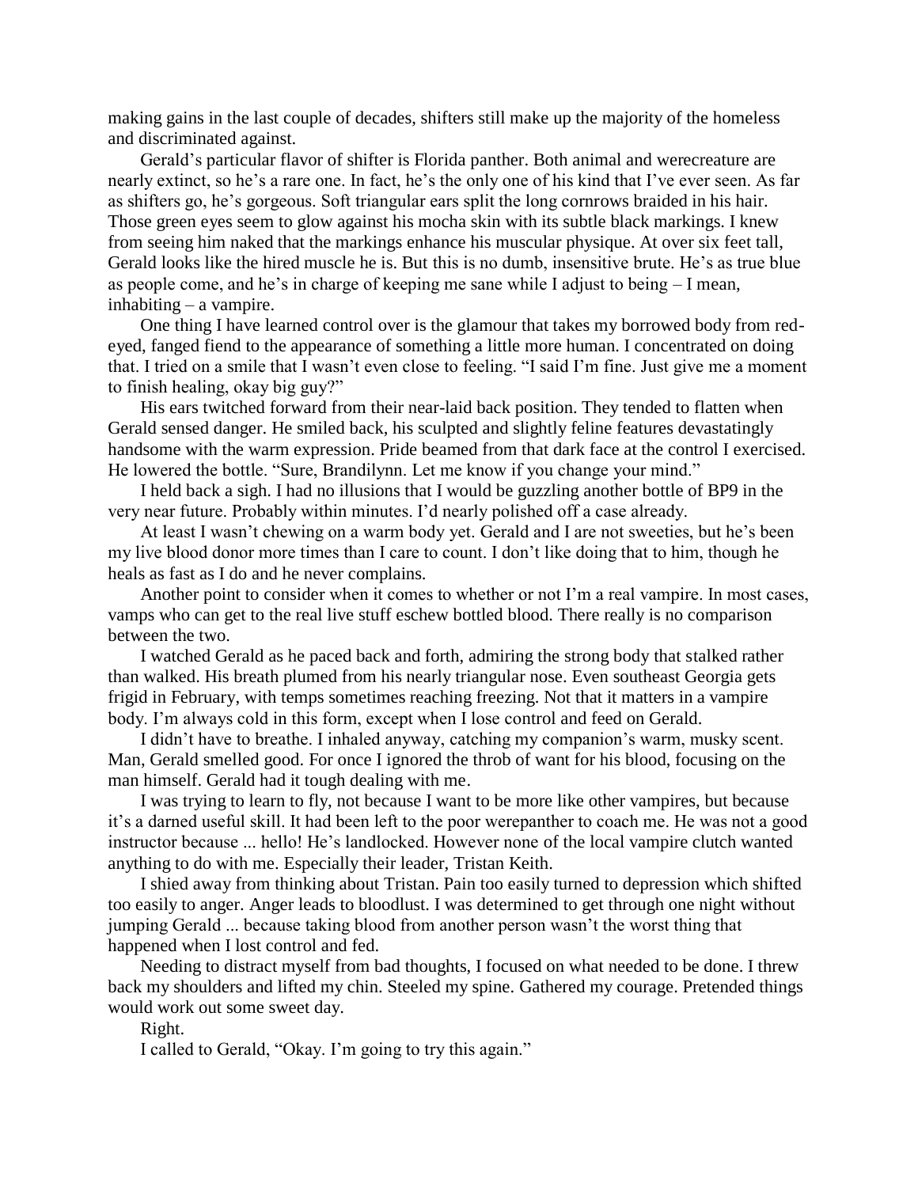making gains in the last couple of decades, shifters still make up the majority of the homeless and discriminated against.

Gerald's particular flavor of shifter is Florida panther. Both animal and werecreature are nearly extinct, so he's a rare one. In fact, he's the only one of his kind that I've ever seen. As far as shifters go, he's gorgeous. Soft triangular ears split the long cornrows braided in his hair. Those green eyes seem to glow against his mocha skin with its subtle black markings. I knew from seeing him naked that the markings enhance his muscular physique. At over six feet tall, Gerald looks like the hired muscle he is. But this is no dumb, insensitive brute. He's as true blue as people come, and he's in charge of keeping me sane while I adjust to being – I mean, inhabiting – a vampire.

One thing I have learned control over is the glamour that takes my borrowed body from red-eyed, fanged fiend to the appearance of something a little more human. I concentrated on doing that. I tried on a smile that I wasn't even close to feeling. "I said I'm fine. Just give me a moment to finish healing, okay big guy?"

His ears twitched forward from their near-laid back position. They tended to flatten when Gerald sensed danger. He smiled back, his sculpted and slightly feline features devastatingly handsome with the warm expression. Pride beamed from that dark face at the control I exercised. He lowered the bottle. "Sure, Brandilynn. Let me know if you change your mind."

I held back a sigh. I had no illusions that I would be guzzling another bottle of BP9 in the very near future. Probably within minutes. I'd nearly polished off a case already.

At least I wasn't chewing on a warm body yet. Gerald and I are not sweeties, but he's been my live blood donor more times than I care to count. I don't like doing that to him, though he heals as fast as I do and he never complains.

Another point to consider when it comes to whether or not I'm a real vampire. In most cases, vamps who can get to the real live stuff eschew bottled blood. There really is no comparison between the two.

I watched Gerald as he paced back and forth, admiring the strong body that stalked rather than walked. His breath plumed from his nearly triangular nose. Even southeast Georgia gets frigid in February, with temps sometimes reaching freezing. Not that it matters in a vampire body. I'm always cold in this form, except when I lose control and feed on Gerald.

I didn't have to breathe. I inhaled anyway, catching my companion's warm, musky scent. Man, Gerald smelled good. For once I ignored the throb of want for his blood, focusing on the man himself. Gerald had it tough dealing with me.

I was trying to learn to fly, not because I want to be more like other vampires, but because it's a darned useful skill. It had been left to the poor werepanther to coach me. He was not a good instructor because ... hello! He's landlocked. However none of the local vampire clutch wanted anything to do with me. Especially their leader, Tristan Keith.

I shied away from thinking about Tristan. Pain too easily turned to depression which shifted too easily to anger. Anger leads to bloodlust. I was determined to get through one night without jumping Gerald ... because taking blood from another person wasn't the worst thing that happened when I lost control and fed.

Needing to distract myself from bad thoughts, I focused on what needed to be done. I threw back my shoulders and lifted my chin. Steeled my spine. Gathered my courage. Pretended things would work out some sweet day.

Right.

I called to Gerald, "Okay. I'm going to try this again."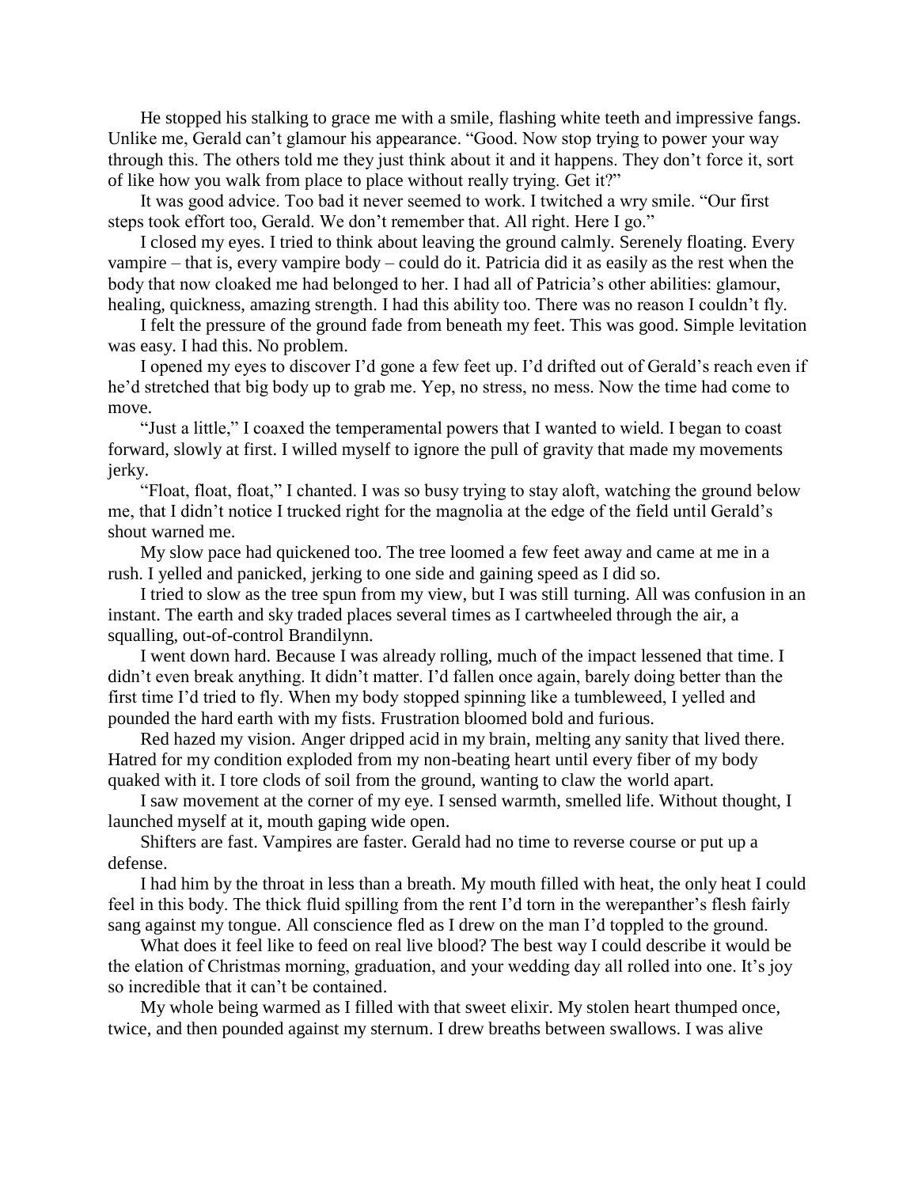He stopped his stalking to grace me with a smile, flashing white teeth and impressive fangs. Unlike me, Gerald can't glamour his appearance. "Good. Now stop trying to power your way through this. The others told me they just think about it and it happens. They don't force it, sort of like how you walk from place to place without really trying. Get it?"

It was good advice. Too bad it never seemed to work. I twitched a wry smile. "Our first steps took effort too, Gerald. We don't remember that. All right. Here I go."

I closed my eyes. I tried to think about leaving the ground calmly. Serenely floating. Every vampire – that is, every vampire body – could do it. Patricia did it as easily as the rest when the body that now cloaked me had belonged to her. I had all of Patricia's other abilities: glamour, healing, quickness, amazing strength. I had this ability too. There was no reason I couldn't fly.

I felt the pressure of the ground fade from beneath my feet. This was good. Simple levitation was easy. I had this. No problem.

I opened my eyes to discover I'd gone a few feet up. I'd drifted out of Gerald's reach even if he'd stretched that big body up to grab me. Yep, no stress, no mess. Now the time had come to move.

"Just a little," I coaxed the temperamental powers that I wanted to wield. I began to coast forward, slowly at first. I willed myself to ignore the pull of gravity that made my movements jerky.

"Float, float, float," I chanted. I was so busy trying to stay aloft, watching the ground below me, that I didn't notice I trucked right for the magnolia at the edge of the field until Gerald's shout warned me.

My slow pace had quickened too. The tree loomed a few feet away and came at me in a rush. I yelled and panicked, jerking to one side and gaining speed as I did so.

I tried to slow as the tree spun from my view, but I was still turning. All was confusion in an instant. The earth and sky traded places several times as I cartwheeled through the air, a squalling, out-of-control Brandilynn.

I went down hard. Because I was already rolling, much of the impact lessened that time. I didn't even break anything. It didn't matter. I'd fallen once again, barely doing better than the first time I'd tried to fly. When my body stopped spinning like a tumbleweed, I yelled and pounded the hard earth with my fists. Frustration bloomed bold and furious.

Red hazed my vision. Anger dripped acid in my brain, melting any sanity that lived there. Hatred for my condition exploded from my non-beating heart until every fiber of my body quaked with it. I tore clods of soil from the ground, wanting to claw the world apart.

I saw movement at the corner of my eye. I sensed warmth, smelled life. Without thought, I launched myself at it, mouth gaping wide open.

Shifters are fast. Vampires are faster. Gerald had no time to reverse course or put up a defense.

I had him by the throat in less than a breath. My mouth filled with heat, the only heat I could feel in this body. The thick fluid spilling from the rent I'd torn in the werepanther's flesh fairly sang against my tongue. All conscience fled as I drew on the man I'd toppled to the ground.

What does it feel like to feed on real live blood? The best way I could describe it would be the elation of Christmas morning, graduation, and your wedding day all rolled into one. It's joy so incredible that it can't be contained.

My whole being warmed as I filled with that sweet elixir. My stolen heart thumped once, twice, and then pounded against my sternum. I drew breaths between swallows. I was alive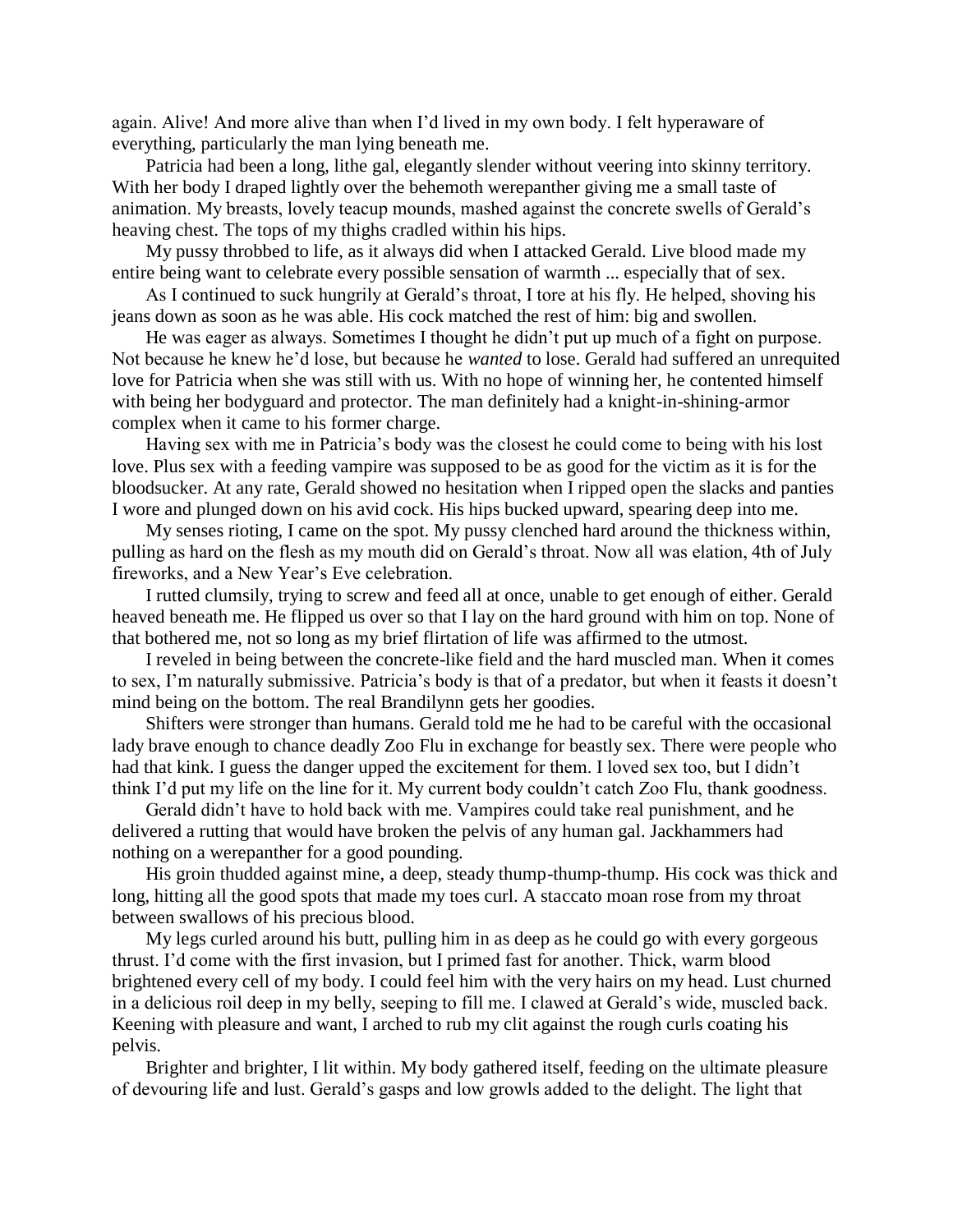again. Alive! And more alive than when I'd lived in my own body. I felt hyperaware of everything, particularly the man lying beneath me.

Patricia had been a long, lithe gal, elegantly slender without veering into skinny territory. With her body I draped lightly over the behemoth werepanther giving me a small taste of animation. My breasts, lovely teacup mounds, mashed against the concrete swells of Gerald's heaving chest. The tops of my thighs cradled within his hips.

My pussy throbbed to life, as it always did when I attacked Gerald. Live blood made my entire being want to celebrate every possible sensation of warmth ... especially that of sex.

As I continued to suck hungrily at Gerald's throat, I tore at his fly. He helped, shoving his jeans down as soon as he was able. His cock matched the rest of him: big and swollen.

He was eager as always. Sometimes I thought he didn't put up much of a fight on purpose. Not because he knew he'd lose, but because he *wanted* to lose. Gerald had suffered an unrequited love for Patricia when she was still with us. With no hope of winning her, he contented himself with being her bodyguard and protector. The man definitely had a knight-in-shining-armor complex when it came to his former charge.

Having sex with me in Patricia's body was the closest he could come to being with his lost love. Plus sex with a feeding vampire was supposed to be as good for the victim as it is for the bloodsucker. At any rate, Gerald showed no hesitation when I ripped open the slacks and panties I wore and plunged down on his avid cock. His hips bucked upward, spearing deep into me.

My senses rioting, I came on the spot. My pussy clenched hard around the thickness within, pulling as hard on the flesh as my mouth did on Gerald's throat. Now all was elation, 4th of July fireworks, and a New Year's Eve celebration.

I rutted clumsily, trying to screw and feed all at once, unable to get enough of either. Gerald heaved beneath me. He flipped us over so that I lay on the hard ground with him on top. None of that bothered me, not so long as my brief flirtation of life was affirmed to the utmost.

I reveled in being between the concrete-like field and the hard muscled man. When it comes to sex, I'm naturally submissive. Patricia's body is that of a predator, but when it feasts it doesn't mind being on the bottom. The real Brandilynn gets her goodies.

Shifters were stronger than humans. Gerald told me he had to be careful with the occasional lady brave enough to chance deadly Zoo Flu in exchange for beastly sex. There were people who had that kink. I guess the danger upped the excitement for them. I loved sex too, but I didn't think I'd put my life on the line for it. My current body couldn't catch Zoo Flu, thank goodness.

Gerald didn't have to hold back with me. Vampires could take real punishment, and he delivered a rutting that would have broken the pelvis of any human gal. Jackhammers had nothing on a werepanther for a good pounding.

His groin thudded against mine, a deep, steady thump-thump-thump. His cock was thick and long, hitting all the good spots that made my toes curl. A staccato moan rose from my throat between swallows of his precious blood.

My legs curled around his butt, pulling him in as deep as he could go with every gorgeous thrust. I'd come with the first invasion, but I primed fast for another. Thick, warm blood brightened every cell of my body. I could feel him with the very hairs on my head. Lust churned in a delicious roil deep in my belly, seeping to fill me. I clawed at Gerald's wide, muscled back. Keening with pleasure and want, I arched to rub my clit against the rough curls coating his pelvis.

Brighter and brighter, I lit within. My body gathered itself, feeding on the ultimate pleasure of devouring life and lust. Gerald's gasps and low growls added to the delight. The light that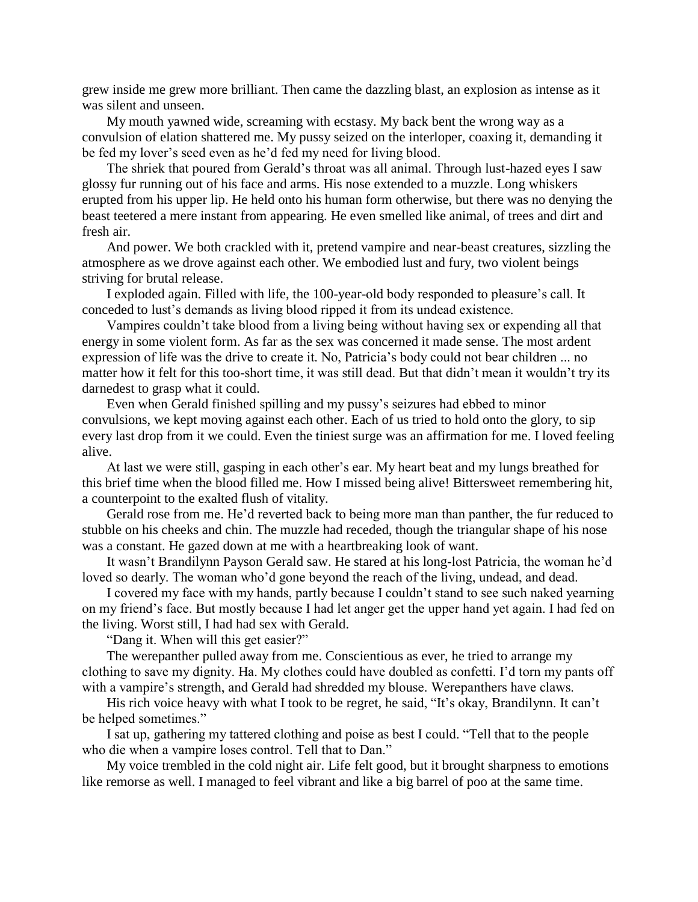grew inside me grew more brilliant. Then came the dazzling blast, an explosion as intense as it was silent and unseen.

My mouth yawned wide, screaming with ecstasy. My back bent the wrong way as a convulsion of elation shattered me. My pussy seized on the interloper, coaxing it, demanding it be fed my lover's seed even as he'd fed my need for living blood.

The shriek that poured from Gerald's throat was all animal. Through lust-hazed eyes I saw glossy fur running out of his face and arms. His nose extended to a muzzle. Long whiskers erupted from his upper lip. He held onto his human form otherwise, but there was no denying the beast teetered a mere instant from appearing. He even smelled like animal, of trees and dirt and fresh air.

And power. We both crackled with it, pretend vampire and near-beast creatures, sizzling the atmosphere as we drove against each other. We embodied lust and fury, two violent beings striving for brutal release.

I exploded again. Filled with life, the 100-year-old body responded to pleasure's call. It conceded to lust's demands as living blood ripped it from its undead existence.

Vampires couldn't take blood from a living being without having sex or expending all that energy in some violent form. As far as the sex was concerned it made sense. The most ardent expression of life was the drive to create it. No, Patricia's body could not bear children ... no matter how it felt for this too-short time, it was still dead. But that didn't mean it wouldn't try its darnedest to grasp what it could.

Even when Gerald finished spilling and my pussy's seizures had ebbed to minor convulsions, we kept moving against each other. Each of us tried to hold onto the glory, to sip every last drop from it we could. Even the tiniest surge was an affirmation for me. I loved feeling alive.

At last we were still, gasping in each other's ear. My heart beat and my lungs breathed for this brief time when the blood filled me. How I missed being alive! Bittersweet remembering hit, a counterpoint to the exalted flush of vitality.

Gerald rose from me. He'd reverted back to being more man than panther, the fur reduced to stubble on his cheeks and chin. The muzzle had receded, though the triangular shape of his nose was a constant. He gazed down at me with a heartbreaking look of want.

It wasn't Brandilynn Payson Gerald saw. He stared at his long-lost Patricia, the woman he'd loved so dearly. The woman who'd gone beyond the reach of the living, undead, and dead.

I covered my face with my hands, partly because I couldn't stand to see such naked yearning on my friend's face. But mostly because I had let anger get the upper hand yet again. I had fed on the living. Worst still, I had had sex with Gerald.

"Dang it. When will this get easier?"

The werepanther pulled away from me. Conscientious as ever, he tried to arrange my clothing to save my dignity. Ha. My clothes could have doubled as confetti. I'd torn my pants off with a vampire's strength, and Gerald had shredded my blouse. Werepanthers have claws.

His rich voice heavy with what I took to be regret, he said, "It's okay, Brandilynn. It can't be helped sometimes."

I sat up, gathering my tattered clothing and poise as best I could. "Tell that to the people who die when a vampire loses control. Tell that to Dan."

My voice trembled in the cold night air. Life felt good, but it brought sharpness to emotions like remorse as well. I managed to feel vibrant and like a big barrel of poo at the same time.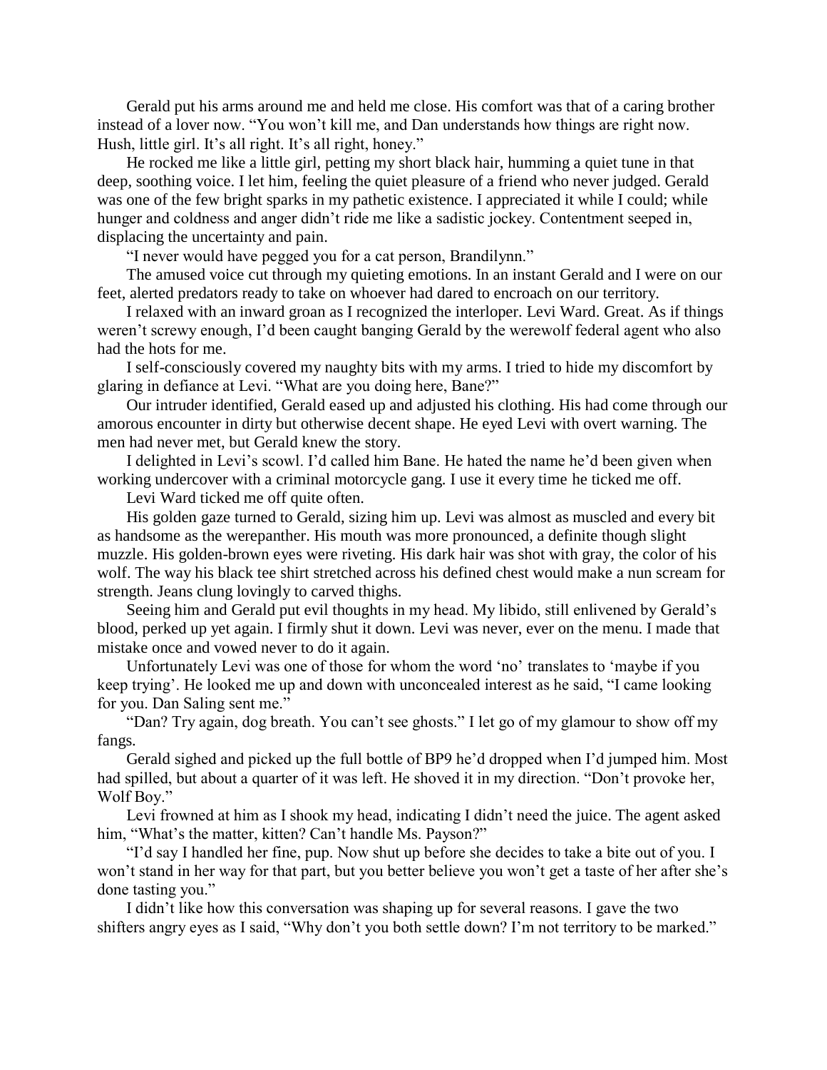Gerald put his arms around me and held me close. His comfort was that of a caring brother instead of a lover now. "You won't kill me, and Dan understands how things are right now. Hush, little girl. It's all right. It's all right, honey."

He rocked me like a little girl, petting my short black hair, humming a quiet tune in that deep, soothing voice. I let him, feeling the quiet pleasure of a friend who never judged. Gerald was one of the few bright sparks in my pathetic existence. I appreciated it while I could; while hunger and coldness and anger didn't ride me like a sadistic jockey. Contentment seeped in, displacing the uncertainty and pain.

"I never would have pegged you for a cat person, Brandilynn."

The amused voice cut through my quieting emotions. In an instant Gerald and I were on our feet, alerted predators ready to take on whoever had dared to encroach on our territory.

I relaxed with an inward groan as I recognized the interloper. Levi Ward. Great. As if things weren't screwy enough, I'd been caught banging Gerald by the werewolf federal agent who also had the hots for me.

I self-consciously covered my naughty bits with my arms. I tried to hide my discomfort by glaring in defiance at Levi. "What are you doing here, Bane?"

Our intruder identified, Gerald eased up and adjusted his clothing. His had come through our amorous encounter in dirty but otherwise decent shape. He eyed Levi with overt warning. The men had never met, but Gerald knew the story.

I delighted in Levi's scowl. I'd called him Bane. He hated the name he'd been given when working undercover with a criminal motorcycle gang. I use it every time he ticked me off.

Levi Ward ticked me off quite often.

His golden gaze turned to Gerald, sizing him up. Levi was almost as muscled and every bit as handsome as the werepanther. His mouth was more pronounced, a definite though slight muzzle. His golden-brown eyes were riveting. His dark hair was shot with gray, the color of his wolf. The way his black tee shirt stretched across his defined chest would make a nun scream for strength. Jeans clung lovingly to carved thighs.

Seeing him and Gerald put evil thoughts in my head. My libido, still enlivened by Gerald's blood, perked up yet again. I firmly shut it down. Levi was never, ever on the menu. I made that mistake once and vowed never to do it again.

Unfortunately Levi was one of those for whom the word 'no' translates to 'maybe if you keep trying'. He looked me up and down with unconcealed interest as he said, "I came looking for you. Dan Saling sent me."

"Dan? Try again, dog breath. You can't see ghosts." I let go of my glamour to show off my fangs.

Gerald sighed and picked up the full bottle of BP9 he'd dropped when I'd jumped him. Most had spilled, but about a quarter of it was left. He shoved it in my direction. "Don't provoke her, Wolf Boy."

Levi frowned at him as I shook my head, indicating I didn't need the juice. The agent asked him, "What's the matter, kitten? Can't handle Ms. Payson?"

"I'd say I handled her fine, pup. Now shut up before she decides to take a bite out of you. I won't stand in her way for that part, but you better believe you won't get a taste of her after she's done tasting you."

I didn't like how this conversation was shaping up for several reasons. I gave the two shifters angry eyes as I said, "Why don't you both settle down? I'm not territory to be marked."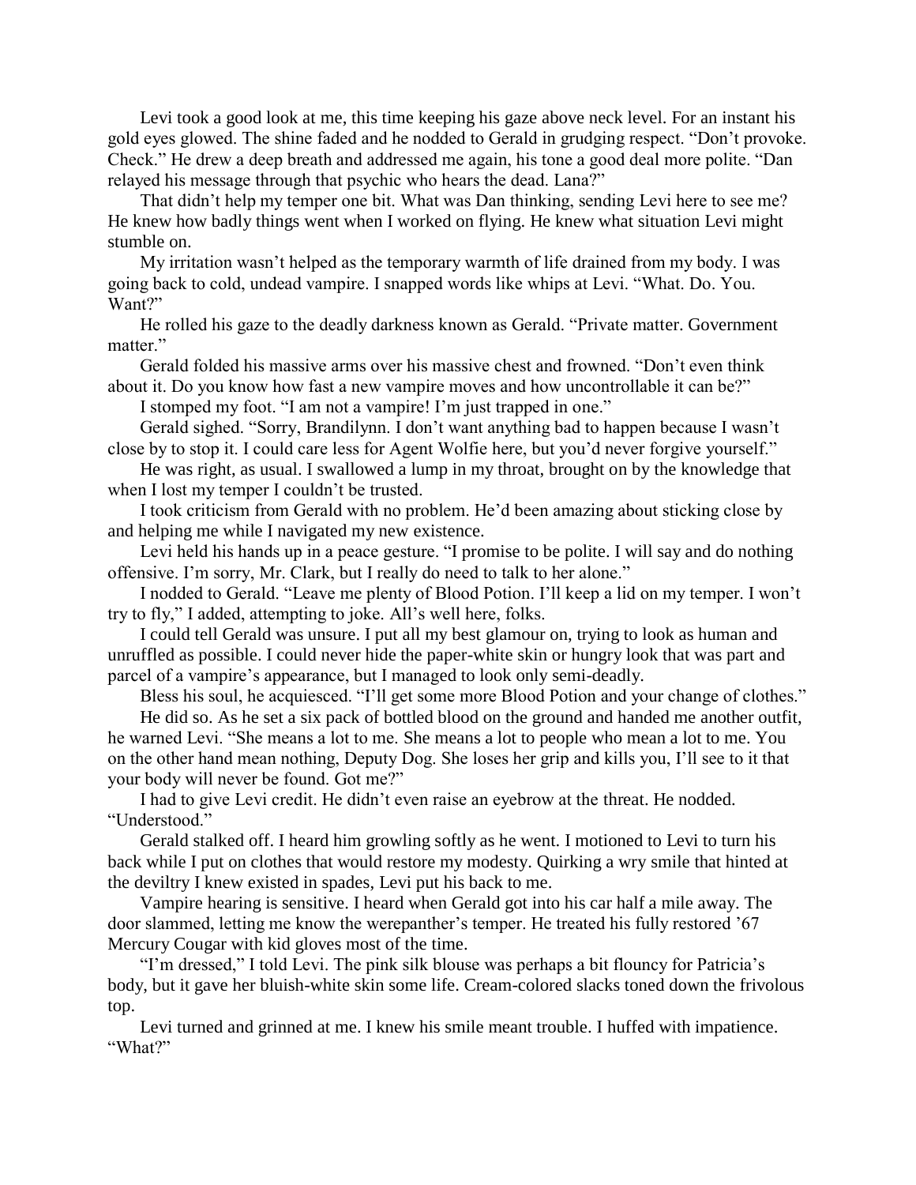Levi took a good look at me, this time keeping his gaze above neck level. For an instant his gold eyes glowed. The shine faded and he nodded to Gerald in grudging respect. "Don't provoke. Check." He drew a deep breath and addressed me again, his tone a good deal more polite. "Dan relayed his message through that psychic who hears the dead. Lana?"

That didn't help my temper one bit. What was Dan thinking, sending Levi here to see me? He knew how badly things went when I worked on flying. He knew what situation Levi might stumble on.

My irritation wasn't helped as the temporary warmth of life drained from my body. I was going back to cold, undead vampire. I snapped words like whips at Levi. "What. Do. You. Want?"

He rolled his gaze to the deadly darkness known as Gerald. "Private matter. Government matter."

Gerald folded his massive arms over his massive chest and frowned. "Don't even think about it. Do you know how fast a new vampire moves and how uncontrollable it can be?"

I stomped my foot. "I am not a vampire! I'm just trapped in one."

Gerald sighed. "Sorry, Brandilynn. I don't want anything bad to happen because I wasn't close by to stop it. I could care less for Agent Wolfie here, but you'd never forgive yourself."

He was right, as usual. I swallowed a lump in my throat, brought on by the knowledge that when I lost my temper I couldn't be trusted.

I took criticism from Gerald with no problem. He'd been amazing about sticking close by and helping me while I navigated my new existence.

Levi held his hands up in a peace gesture. "I promise to be polite. I will say and do nothing offensive. I'm sorry, Mr. Clark, but I really do need to talk to her alone."

I nodded to Gerald. "Leave me plenty of Blood Potion. I'll keep a lid on my temper. I won't try to fly," I added, attempting to joke. All's well here, folks.

I could tell Gerald was unsure. I put all my best glamour on, trying to look as human and unruffled as possible. I could never hide the paper-white skin or hungry look that was part and parcel of a vampire's appearance, but I managed to look only semi-deadly.

Bless his soul, he acquiesced. "I'll get some more Blood Potion and your change of clothes."

He did so. As he set a six pack of bottled blood on the ground and handed me another outfit, he warned Levi. "She means a lot to me. She means a lot to people who mean a lot to me. You on the other hand mean nothing, Deputy Dog. She loses her grip and kills you, I'll see to it that your body will never be found. Got me?"

I had to give Levi credit. He didn't even raise an eyebrow at the threat. He nodded. "Understood."

Gerald stalked off. I heard him growling softly as he went. I motioned to Levi to turn his back while I put on clothes that would restore my modesty. Quirking a wry smile that hinted at the deviltry I knew existed in spades, Levi put his back to me.

Vampire hearing is sensitive. I heard when Gerald got into his car half a mile away. The door slammed, letting me know the werepanther's temper. He treated his fully restored '67 Mercury Cougar with kid gloves most of the time.

"I'm dressed," I told Levi. The pink silk blouse was perhaps a bit flouncy for Patricia's body, but it gave her bluish-white skin some life. Cream-colored slacks toned down the frivolous top.

Levi turned and grinned at me. I knew his smile meant trouble. I huffed with impatience. "What?"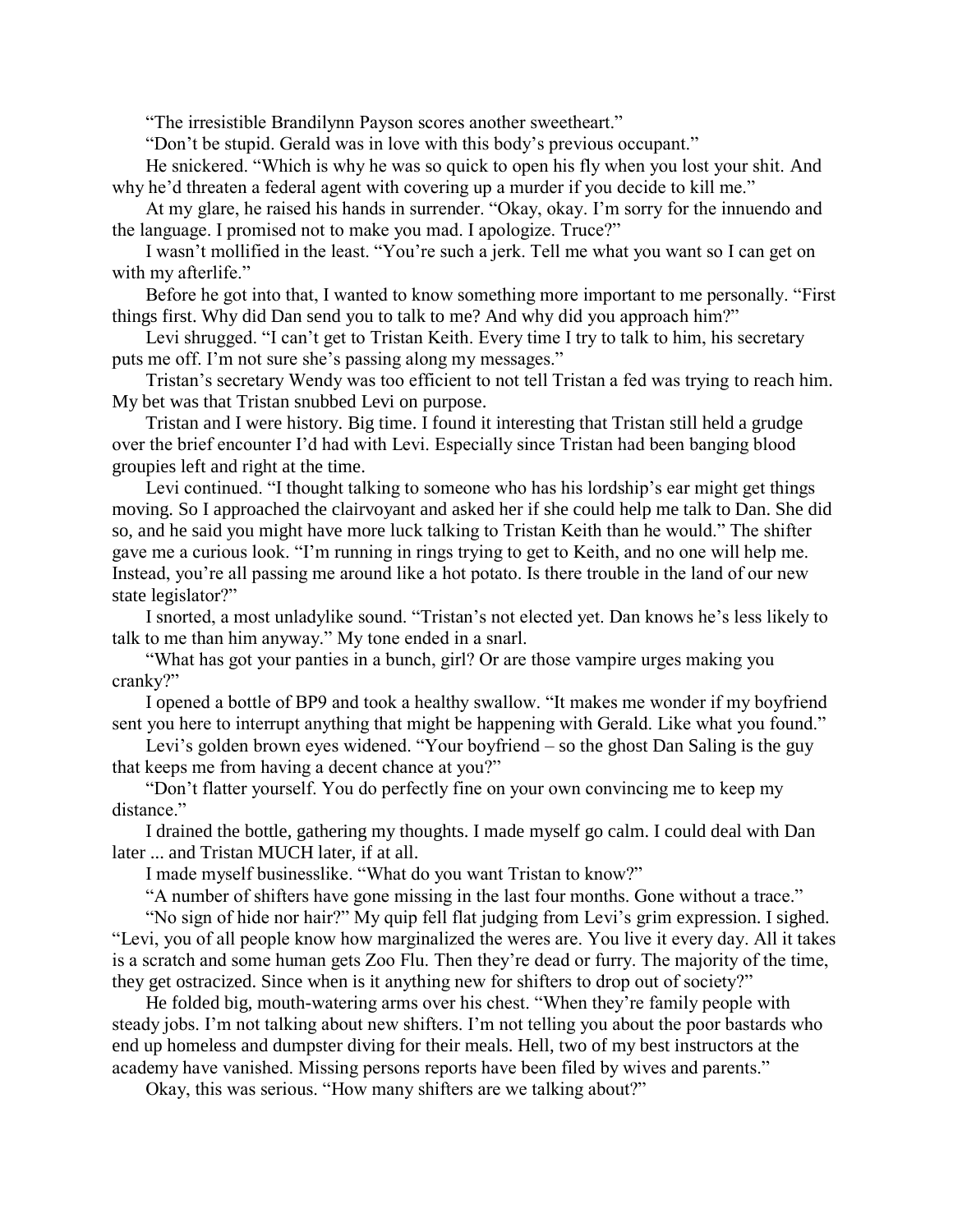"The irresistible Brandilynn Payson scores another sweetheart."

"Don't be stupid. Gerald was in love with this body's previous occupant."

He snickered. "Which is why he was so quick to open his fly when you lost your shit. And why he'd threaten a federal agent with covering up a murder if you decide to kill me."

At my glare, he raised his hands in surrender. "Okay, okay. I'm sorry for the innuendo and the language. I promised not to make you mad. I apologize. Truce?"

I wasn't mollified in the least. "You're such a jerk. Tell me what you want so I can get on with my afterlife."

Before he got into that, I wanted to know something more important to me personally. "First things first. Why did Dan send you to talk to me? And why did you approach him?"

Levi shrugged. "I can't get to Tristan Keith. Every time I try to talk to him, his secretary puts me off. I'm not sure she's passing along my messages."

Tristan's secretary Wendy was too efficient to not tell Tristan a fed was trying to reach him. My bet was that Tristan snubbed Levi on purpose.

Tristan and I were history. Big time. I found it interesting that Tristan still held a grudge over the brief encounter I'd had with Levi. Especially since Tristan had been banging blood groupies left and right at the time.

Levi continued. "I thought talking to someone who has his lordship's ear might get things moving. So I approached the clairvoyant and asked her if she could help me talk to Dan. She did so, and he said you might have more luck talking to Tristan Keith than he would." The shifter gave me a curious look. "I'm running in rings trying to get to Keith, and no one will help me. Instead, you're all passing me around like a hot potato. Is there trouble in the land of our new state legislator?"

I snorted, a most unladylike sound. "Tristan's not elected yet. Dan knows he's less likely to talk to me than him anyway." My tone ended in a snarl.

"What has got your panties in a bunch, girl? Or are those vampire urges making you cranky?"

I opened a bottle of BP9 and took a healthy swallow. "It makes me wonder if my boyfriend sent you here to interrupt anything that might be happening with Gerald. Like what you found."

Levi's golden brown eyes widened. "Your boyfriend – so the ghost Dan Saling is the guy that keeps me from having a decent chance at you?"

"Don't flatter yourself. You do perfectly fine on your own convincing me to keep my distance."

I drained the bottle, gathering my thoughts. I made myself go calm. I could deal with Dan later ... and Tristan MUCH later, if at all.

I made myself businesslike. "What do you want Tristan to know?"

"A number of shifters have gone missing in the last four months. Gone without a trace."

"No sign of hide nor hair?" My quip fell flat judging from Levi's grim expression. I sighed. "Levi, you of all people know how marginalized the weres are. You live it every day. All it takes is a scratch and some human gets Zoo Flu. Then they're dead or furry. The majority of the time, they get ostracized. Since when is it anything new for shifters to drop out of society?"

He folded big, mouth-watering arms over his chest. "When they're family people with steady jobs. I'm not talking about new shifters. I'm not telling you about the poor bastards who end up homeless and dumpster diving for their meals. Hell, two of my best instructors at the academy have vanished. Missing persons reports have been filed by wives and parents."

Okay, this was serious. "How many shifters are we talking about?"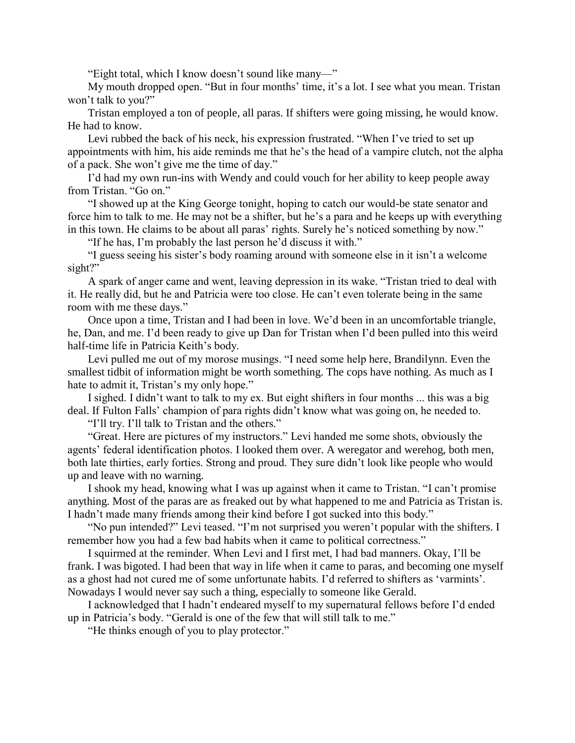"Eight total, which I know doesn't sound like many—"

My mouth dropped open. "But in four months' time, it's a lot. I see what you mean. Tristan won't talk to you?"

Tristan employed a ton of people, all paras. If shifters were going missing, he would know. He had to know.

Levi rubbed the back of his neck, his expression frustrated. "When I've tried to set up appointments with him, his aide reminds me that he's the head of a vampire clutch, not the alpha of a pack. She won't give me the time of day."

I'd had my own run-ins with Wendy and could vouch for her ability to keep people away from Tristan. "Go on."

"I showed up at the King George tonight, hoping to catch our would-be state senator and force him to talk to me. He may not be a shifter, but he's a para and he keeps up with everything in this town. He claims to be about all paras' rights. Surely he's noticed something by now."

"If he has, I'm probably the last person he'd discuss it with."

"I guess seeing his sister's body roaming around with someone else in it isn't a welcome sight?"

A spark of anger came and went, leaving depression in its wake. "Tristan tried to deal with it. He really did, but he and Patricia were too close. He can't even tolerate being in the same room with me these days."

Once upon a time, Tristan and I had been in love. We'd been in an uncomfortable triangle, he, Dan, and me. I'd been ready to give up Dan for Tristan when I'd been pulled into this weird half-time life in Patricia Keith's body.

Levi pulled me out of my morose musings. "I need some help here, Brandilynn. Even the smallest tidbit of information might be worth something. The cops have nothing. As much as I hate to admit it, Tristan's my only hope."

I sighed. I didn't want to talk to my ex. But eight shifters in four months ... this was a big deal. If Fulton Falls' champion of para rights didn't know what was going on, he needed to.

"I'll try. I'll talk to Tristan and the others."

"Great. Here are pictures of my instructors." Levi handed me some shots, obviously the agents' federal identification photos. I looked them over. A weregator and werehog, both men, both late thirties, early forties. Strong and proud. They sure didn't look like people who would up and leave with no warning.

I shook my head, knowing what I was up against when it came to Tristan. "I can't promise anything. Most of the paras are as freaked out by what happened to me and Patricia as Tristan is. I hadn't made many friends among their kind before I got sucked into this body."

"No pun intended?" Levi teased. "I'm not surprised you weren't popular with the shifters. I remember how you had a few bad habits when it came to political correctness."

I squirmed at the reminder. When Levi and I first met, I had bad manners. Okay, I'll be frank. I was bigoted. I had been that way in life when it came to paras, and becoming one myself as a ghost had not cured me of some unfortunate habits. I'd referred to shifters as 'varmints'. Nowadays I would never say such a thing, especially to someone like Gerald.

I acknowledged that I hadn't endeared myself to my supernatural fellows before I'd ended up in Patricia's body. "Gerald is one of the few that will still talk to me."

"He thinks enough of you to play protector."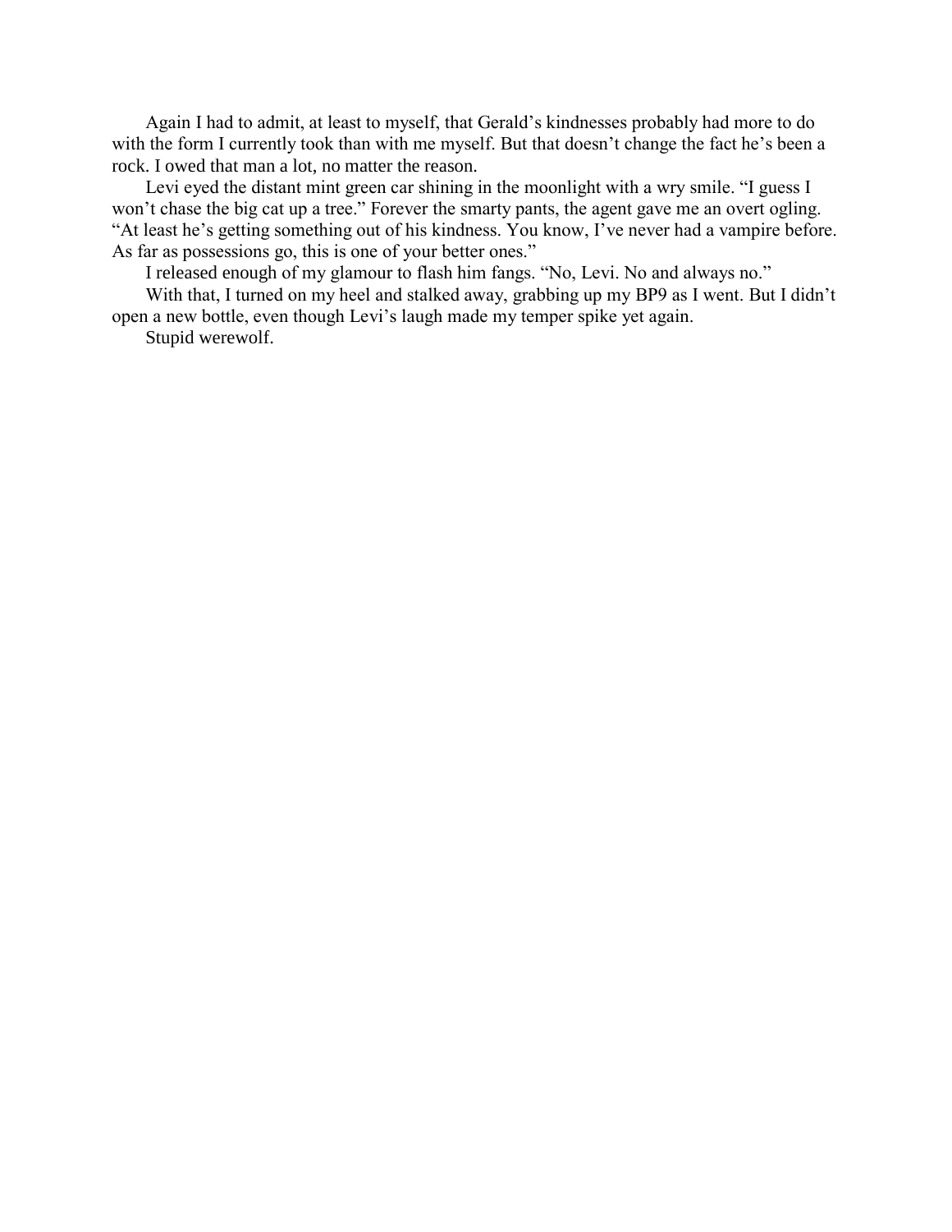Again I had to admit, at least to myself, that Gerald's kindnesses probably had more to do with the form I currently took than with me myself. But that doesn't change the fact he's been a rock. I owed that man a lot, no matter the reason.

Levi eyed the distant mint green car shining in the moonlight with a wry smile. "I guess I won't chase the big cat up a tree." Forever the smarty pants, the agent gave me an overt ogling. "At least he's getting something out of his kindness. You know, I've never had a vampire before. As far as possessions go, this is one of your better ones."

I released enough of my glamour to flash him fangs. "No, Levi. No and always no."

With that, I turned on my heel and stalked away, grabbing up my BP9 as I went. But I didn't open a new bottle, even though Levi's laugh made my temper spike yet again.

Stupid werewolf.